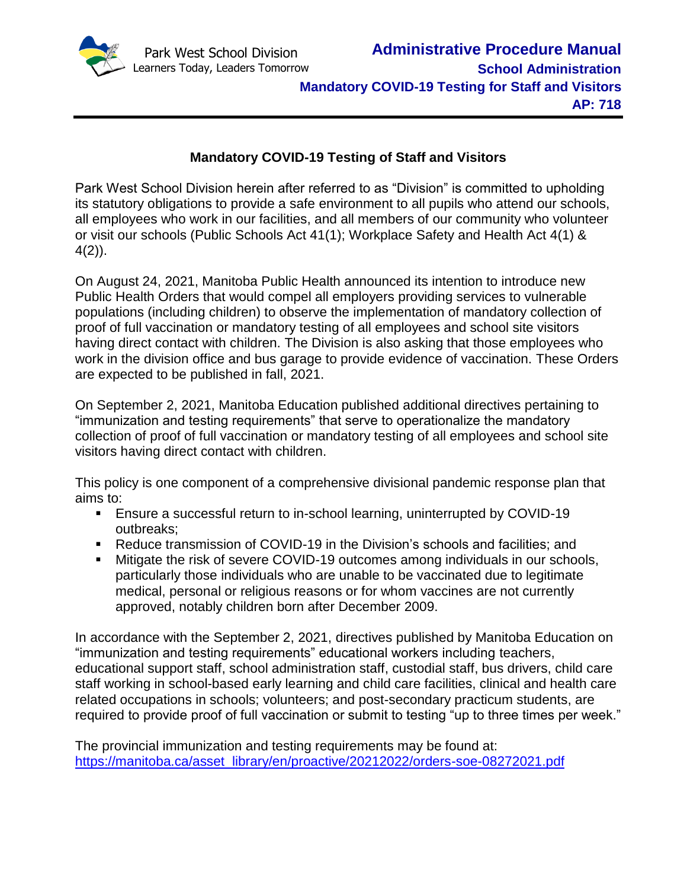## Mandatory COVID-19 Testing of Staff and Visitors

Park West School Division herein after referred to as "Division" is committed to upholding its statutory obligations to provide a safe environment to all pupils who attend our schools, all employees who work in our facilities, and all members of our community who volunteer or visit our schools (Public Schools Act 41(1); Workplace Safety and Health Act 4(1) & 4(2)).

On August 24, 2021, Manitoba Public Health announced its intention to introduce new Public Health Orders that would compel all employers providing services to vulnerable populations (including children) to observe the implementation of mandatory collection of proof of full vaccination or mandatory testing of all employees and school site visitors having direct contact with children. The Division is also asking that those employees who work in the division office and bus garage to provide evidence of vaccination. These Orders are expected to be published in fall, 2021.

On September 2, 2021, Manitoba Education published additional directives pertaining to "immunization and testing requirements" that serve to operationalize the mandatory collection of proof of full vaccination or mandatory testing of all employees and school site visitors having direct contact with children.

This policy is one component of a comprehensive divisional pandemic response plan that aims to:

- Ensure a successful return to in-school learning, uninterrupted by COVID-19 outbreaks;
- Reduce transmission of COVID-19 in the Division's schools and facilities; and
- Mitigate the risk of severe COVID-19 outcomes among individuals in our schools, particularly those individuals who are unable to be vaccinated due to legitimate medical, personal or religious reasons or for whom vaccines are not currently approved, notably children born after December 2009.

In accordance with the September 2, 2021, directives published by Manitoba Education on "immunization and testing requirements" educational workers including teachers, educational support staff, school administration staff, custodial staff, bus drivers, child care staff working in school-based early learning and child care facilities, clinical and health care related occupations in schools; volunteers; and post-secondary practicum students, are required to provide proof of full vaccination or submit to testing "up to three times per week."

The provincial immunization and testing requirements may be found at:
https://manitoba.ca/asset_library/en/proactive/20212022/orders-soe-08272021.pdf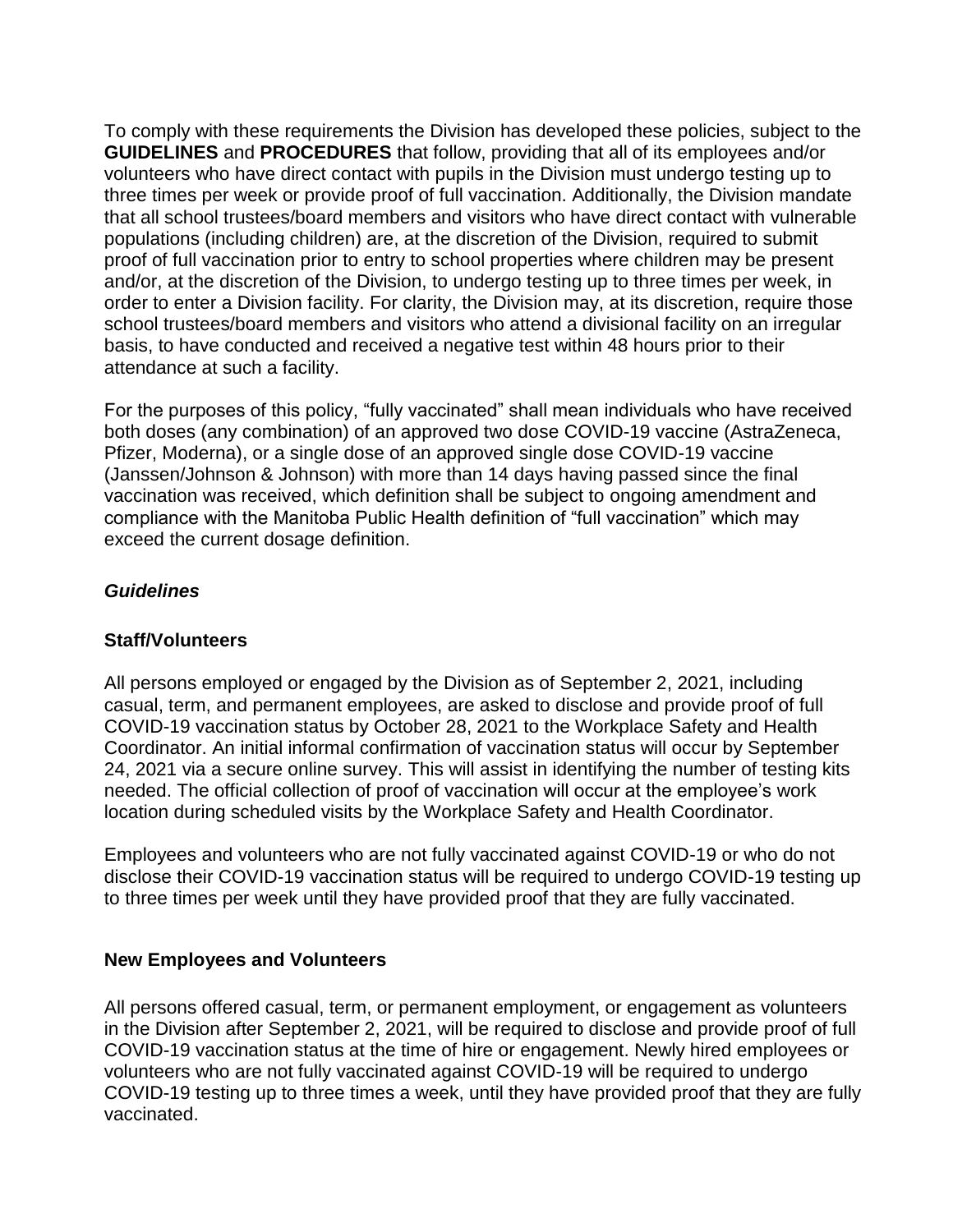To comply with these requirements the Division has developed these policies, subject to the **GUIDELINES** and **PROCEDURES** that follow, providing that all of its employees and/or volunteers who have direct contact with pupils in the Division must undergo testing up to three times per week or provide proof of full vaccination. Additionally, the Division mandate that all school trustees/board members and visitors who have direct contact with vulnerable populations (including children) are, at the discretion of the Division, required to submit proof of full vaccination prior to entry to school properties where children may be present and/or, at the discretion of the Division, to undergo testing up to three times per week, in order to enter a Division facility. For clarity, the Division may, at its discretion, require those school trustees/board members and visitors who attend a divisional facility on an irregular basis, to have conducted and received a negative test within 48 hours prior to their attendance at such a facility.

For the purposes of this policy, "fully vaccinated" shall mean individuals who have received both doses (any combination) of an approved two dose COVID-19 vaccine (AstraZeneca, Pfizer, Moderna), or a single dose of an approved single dose COVID-19 vaccine (Janssen/Johnson & Johnson) with more than 14 days having passed since the final vaccination was received, which definition shall be subject to ongoing amendment and compliance with the Manitoba Public Health definition of "full vaccination" which may exceed the current dosage definition.

### *Guidelines*

### Staff/Volunteers

All persons employed or engaged by the Division as of September 2, 2021, including casual, term, and permanent employees, are asked to disclose and provide proof of full COVID-19 vaccination status by October 28, 2021 to the Workplace Safety and Health Coordinator. An initial informal confirmation of vaccination status will occur by September 24, 2021 via a secure online survey. This will assist in identifying the number of testing kits needed. The official collection of proof of vaccination will occur at the employee's work location during scheduled visits by the Workplace Safety and Health Coordinator.

Employees and volunteers who are not fully vaccinated against COVID-19 or who do not disclose their COVID-19 vaccination status will be required to undergo COVID-19 testing up to three times per week until they have provided proof that they are fully vaccinated.

### New Employees and Volunteers

All persons offered casual, term, or permanent employment, or engagement as volunteers in the Division after September 2, 2021, will be required to disclose and provide proof of full COVID-19 vaccination status at the time of hire or engagement. Newly hired employees or volunteers who are not fully vaccinated against COVID-19 will be required to undergo COVID-19 testing up to three times a week, until they have provided proof that they are fully vaccinated.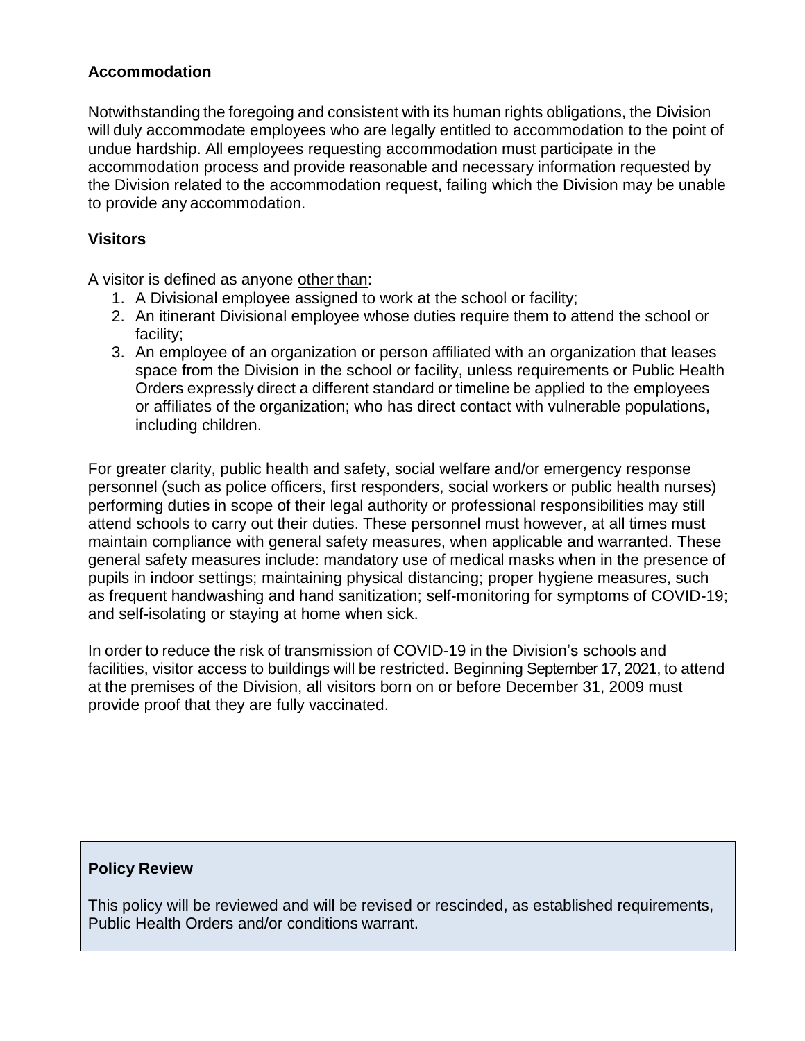### **Accommodation**

Notwithstanding the foregoing and consistent with its human rights obligations, the Division will duly accommodate employees who are legally entitled to accommodation to the point of undue hardship. All employees requesting accommodation must participate in the accommodation process and provide reasonable and necessary information requested by the Division related to the accommodation request, failing which the Division may be unable to provide any accommodation.

### **Visitors**

A visitor is defined as anyone <u>other than</u>:

1. A Divisional employee assigned to work at the school or facility;
2. An itinerant Divisional employee whose duties require them to attend the school or facility;
3. An employee of an organization or person affiliated with an organization that leases space from the Division in the school or facility, unless requirements or Public Health Orders expressly direct a different standard or timeline be applied to the employees or affiliates of the organization; who has direct contact with vulnerable populations, including children.

For greater clarity, public health and safety, social welfare and/or emergency response personnel (such as police officers, first responders, social workers or public health nurses) performing duties in scope of their legal authority or professional responsibilities may still attend schools to carry out their duties. These personnel must however, at all times must maintain compliance with general safety measures, when applicable and warranted. These general safety measures include: mandatory use of medical masks when in the presence of pupils in indoor settings; maintaining physical distancing; proper hygiene measures, such as frequent handwashing and hand sanitization; self-monitoring for symptoms of COVID-19; and self-isolating or staying at home when sick.

In order to reduce the risk of transmission of COVID-19 in the Division's schools and facilities, visitor access to buildings will be restricted. Beginning September 17, 2021, to attend at the premises of the Division, all visitors born on or before December 31, 2009 must provide proof that they are fully vaccinated.

**Policy Review**

This policy will be reviewed and will be revised or rescinded, as established requirements, Public Health Orders and/or conditions warrant.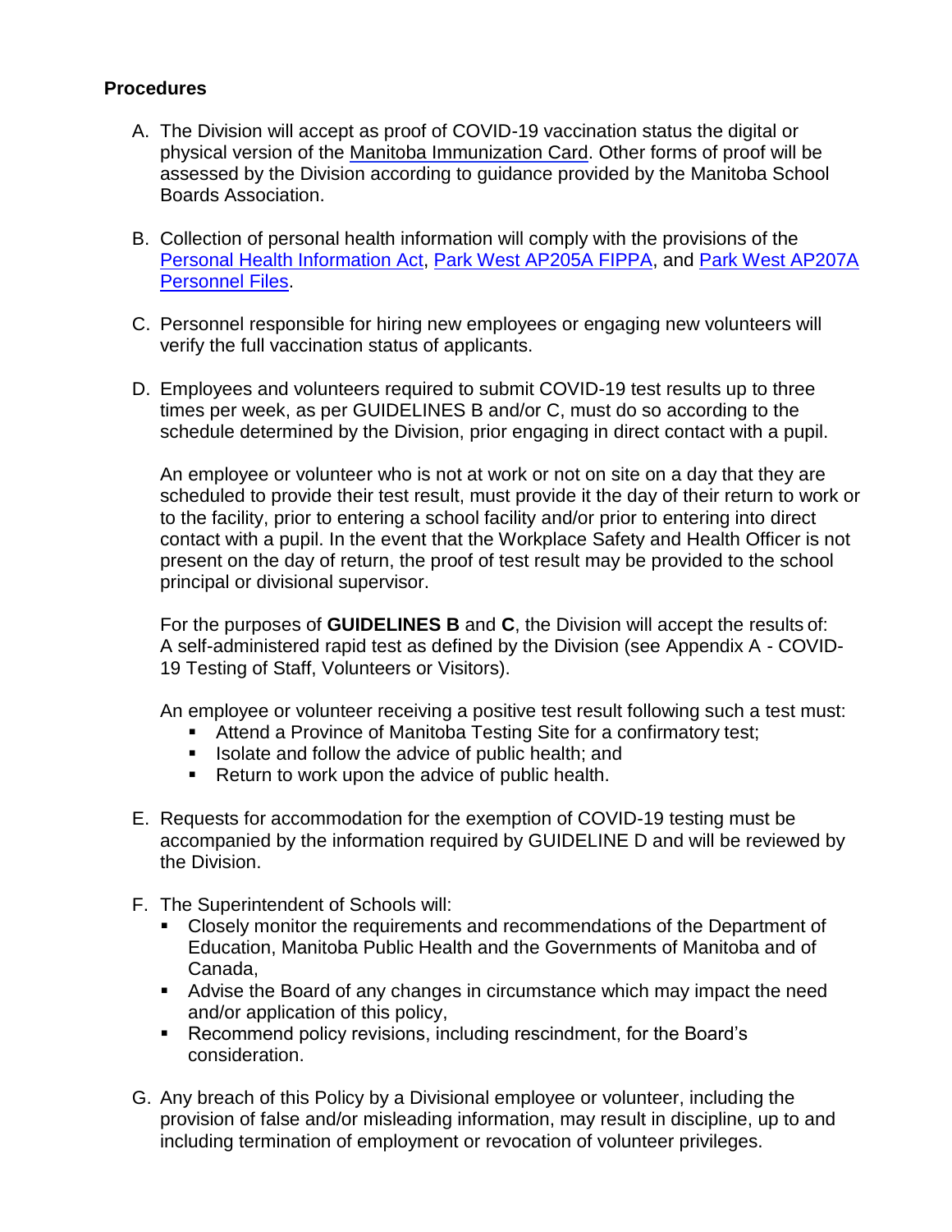**Procedures**

A. The Division will accept as proof of COVID-19 vaccination status the digital or physical version of the Manitoba Immunization Card. Other forms of proof will be assessed by the Division according to guidance provided by the Manitoba School Boards Association.

B. Collection of personal health information will comply with the provisions of the Personal Health Information Act, Park West AP205A FIPPA, and Park West AP207A Personnel Files.

C. Personnel responsible for hiring new employees or engaging new volunteers will verify the full vaccination status of applicants.

D. Employees and volunteers required to submit COVID-19 test results up to three times per week, as per GUIDELINES B and/or C, must do so according to the schedule determined by the Division, prior engaging in direct contact with a pupil.

   An employee or volunteer who is not at work or not on site on a day that they are scheduled to provide their test result, must provide it the day of their return to work or to the facility, prior to entering a school facility and/or prior to entering into direct contact with a pupil. In the event that the Workplace Safety and Health Officer is not present on the day of return, the proof of test result may be provided to the school principal or divisional supervisor.

   For the purposes of **GUIDELINES B** and **C**, the Division will accept the results of: A self-administered rapid test as defined by the Division (see Appendix A - COVID-19 Testing of Staff, Volunteers or Visitors).

   An employee or volunteer receiving a positive test result following such a test must:
   - Attend a Province of Manitoba Testing Site for a confirmatory test;
   - Isolate and follow the advice of public health; and
   - Return to work upon the advice of public health.

E. Requests for accommodation for the exemption of COVID-19 testing must be accompanied by the information required by GUIDELINE D and will be reviewed by the Division.

F. The Superintendent of Schools will:
   - Closely monitor the requirements and recommendations of the Department of Education, Manitoba Public Health and the Governments of Manitoba and of Canada,
   - Advise the Board of any changes in circumstance which may impact the need and/or application of this policy,
   - Recommend policy revisions, including rescindment, for the Board's consideration.

G. Any breach of this Policy by a Divisional employee or volunteer, including the provision of false and/or misleading information, may result in discipline, up to and including termination of employment or revocation of volunteer privileges.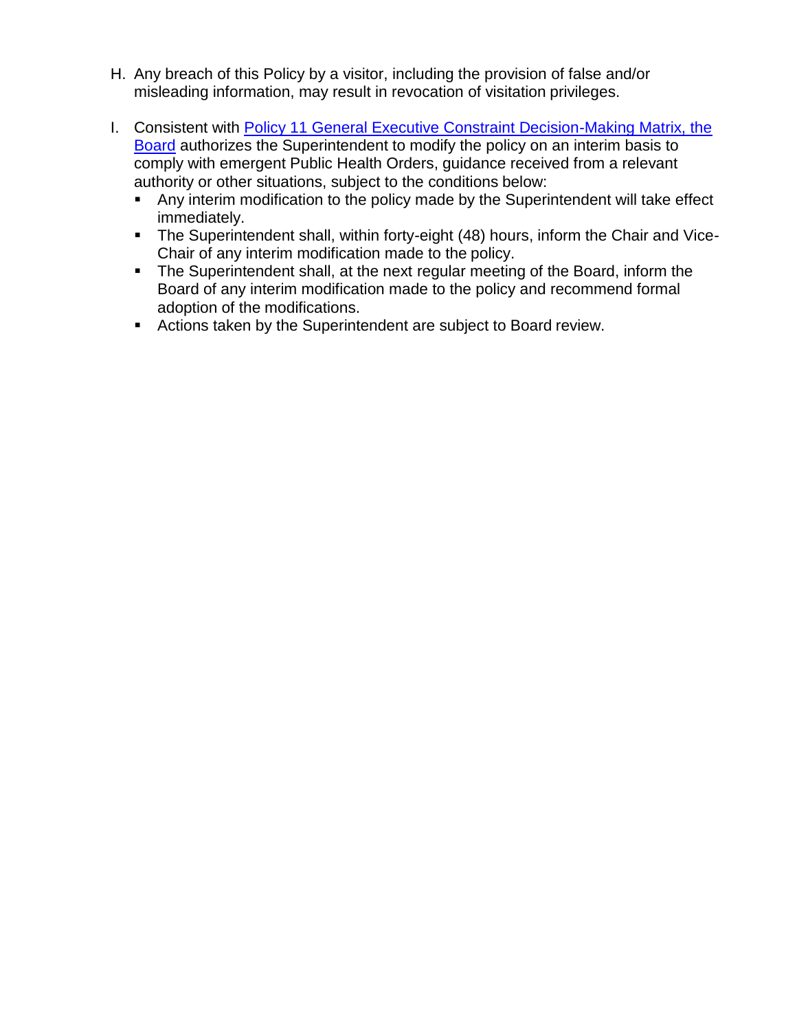H. Any breach of this Policy by a visitor, including the provision of false and/or misleading information, may result in revocation of visitation privileges.

I. Consistent with [Policy 11 General Executive Constraint Decision-Making Matrix, the Board] authorizes the Superintendent to modify the policy on an interim basis to comply with emergent Public Health Orders, guidance received from a relevant authority or other situations, subject to the conditions below:
   - Any interim modification to the policy made by the Superintendent will take effect immediately.
   - The Superintendent shall, within forty-eight (48) hours, inform the Chair and Vice-Chair of any interim modification made to the policy.
   - The Superintendent shall, at the next regular meeting of the Board, inform the Board of any interim modification made to the policy and recommend formal adoption of the modifications.
   - Actions taken by the Superintendent are subject to Board review.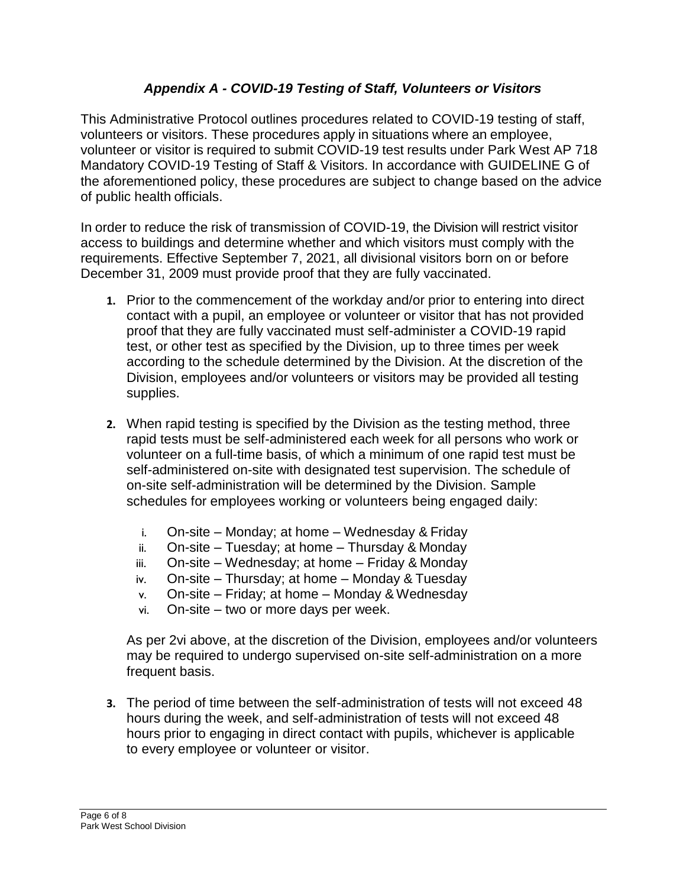## *Appendix A - COVID-19 Testing of Staff, Volunteers or Visitors*

This Administrative Protocol outlines procedures related to COVID-19 testing of staff, volunteers or visitors. These procedures apply in situations where an employee, volunteer or visitor is required to submit COVID-19 test results under Park West AP 718 Mandatory COVID-19 Testing of Staff & Visitors. In accordance with GUIDELINE G of the aforementioned policy, these procedures are subject to change based on the advice of public health officials.

In order to reduce the risk of transmission of COVID-19, the Division will restrict visitor access to buildings and determine whether and which visitors must comply with the requirements. Effective September 7, 2021, all divisional visitors born on or before December 31, 2009 must provide proof that they are fully vaccinated.

1. Prior to the commencement of the workday and/or prior to entering into direct contact with a pupil, an employee or volunteer or visitor that has not provided proof that they are fully vaccinated must self-administer a COVID-19 rapid test, or other test as specified by the Division, up to three times per week according to the schedule determined by the Division. At the discretion of the Division, employees and/or volunteers or visitors may be provided all testing supplies.

2. When rapid testing is specified by the Division as the testing method, three rapid tests must be self-administered each week for all persons who work or volunteer on a full-time basis, of which a minimum of one rapid test must be self-administered on-site with designated test supervision. The schedule of on-site self-administration will be determined by the Division. Sample schedules for employees working or volunteers being engaged daily:

   i. On-site – Monday; at home – Wednesday & Friday
   ii. On-site – Tuesday; at home – Thursday & Monday
   iii. On-site – Wednesday; at home – Friday & Monday
   iv. On-site – Thursday; at home – Monday & Tuesday
   v. On-site – Friday; at home – Monday & Wednesday
   vi. On-site – two or more days per week.

   As per 2vi above, at the discretion of the Division, employees and/or volunteers may be required to undergo supervised on-site self-administration on a more frequent basis.

3. The period of time between the self-administration of tests will not exceed 48 hours during the week, and self-administration of tests will not exceed 48 hours prior to engaging in direct contact with pupils, whichever is applicable to every employee or volunteer or visitor.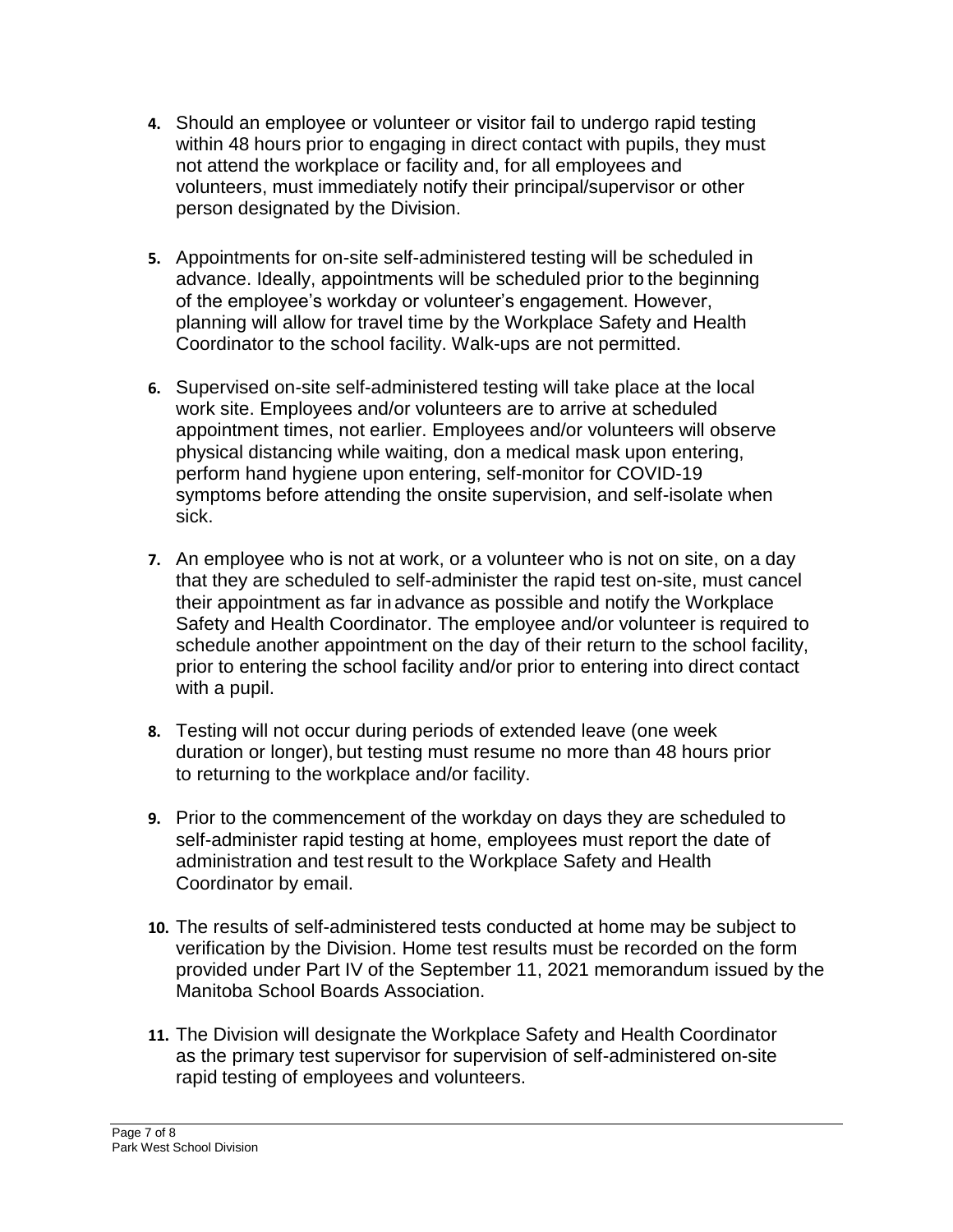4. Should an employee or volunteer or visitor fail to undergo rapid testing within 48 hours prior to engaging in direct contact with pupils, they must not attend the workplace or facility and, for all employees and volunteers, must immediately notify their principal/supervisor or other person designated by the Division.

5. Appointments for on-site self-administered testing will be scheduled in advance. Ideally, appointments will be scheduled prior to the beginning of the employee's workday or volunteer's engagement. However, planning will allow for travel time by the Workplace Safety and Health Coordinator to the school facility. Walk-ups are not permitted.

6. Supervised on-site self-administered testing will take place at the local work site. Employees and/or volunteers are to arrive at scheduled appointment times, not earlier. Employees and/or volunteers will observe physical distancing while waiting, don a medical mask upon entering, perform hand hygiene upon entering, self-monitor for COVID-19 symptoms before attending the onsite supervision, and self-isolate when sick.

7. An employee who is not at work, or a volunteer who is not on site, on a day that they are scheduled to self-administer the rapid test on-site, must cancel their appointment as far in advance as possible and notify the Workplace Safety and Health Coordinator. The employee and/or volunteer is required to schedule another appointment on the day of their return to the school facility, prior to entering the school facility and/or prior to entering into direct contact with a pupil.

8. Testing will not occur during periods of extended leave (one week duration or longer), but testing must resume no more than 48 hours prior to returning to the workplace and/or facility.

9. Prior to the commencement of the workday on days they are scheduled to self-administer rapid testing at home, employees must report the date of administration and test result to the Workplace Safety and Health Coordinator by email.

10. The results of self-administered tests conducted at home may be subject to verification by the Division. Home test results must be recorded on the form provided under Part IV of the September 11, 2021 memorandum issued by the Manitoba School Boards Association.

11. The Division will designate the Workplace Safety and Health Coordinator as the primary test supervisor for supervision of self-administered on-site rapid testing of employees and volunteers.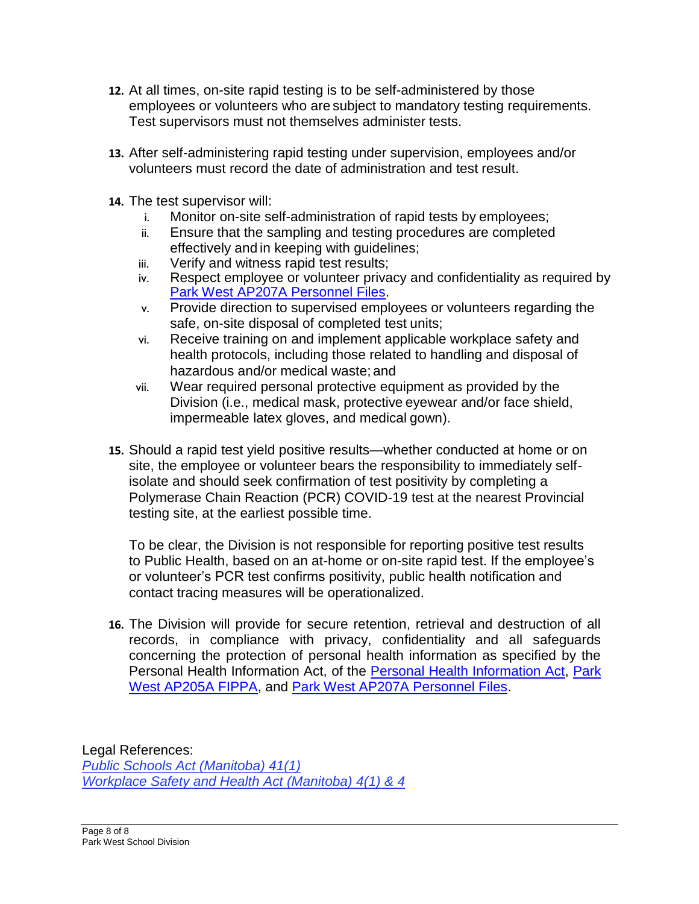12. At all times, on-site rapid testing is to be self-administered by those employees or volunteers who are subject to mandatory testing requirements. Test supervisors must not themselves administer tests.

13. After self-administering rapid testing under supervision, employees and/or volunteers must record the date of administration and test result.

14. The test supervisor will:
    i. Monitor on-site self-administration of rapid tests by employees;
    ii. Ensure that the sampling and testing procedures are completed effectively and in keeping with guidelines;
    iii. Verify and witness rapid test results;
    iv. Respect employee or volunteer privacy and confidentiality as required by Park West AP207A Personnel Files.
    v. Provide direction to supervised employees or volunteers regarding the safe, on-site disposal of completed test units;
    vi. Receive training on and implement applicable workplace safety and health protocols, including those related to handling and disposal of hazardous and/or medical waste; and
    vii. Wear required personal protective equipment as provided by the Division (i.e., medical mask, protective eyewear and/or face shield, impermeable latex gloves, and medical gown).

15. Should a rapid test yield positive results—whether conducted at home or on site, the employee or volunteer bears the responsibility to immediately self-isolate and should seek confirmation of test positivity by completing a Polymerase Chain Reaction (PCR) COVID-19 test at the nearest Provincial testing site, at the earliest possible time.

    To be clear, the Division is not responsible for reporting positive test results to Public Health, based on an at-home or on-site rapid test. If the employee's or volunteer's PCR test confirms positivity, public health notification and contact tracing measures will be operationalized.

16. The Division will provide for secure retention, retrieval and destruction of all records, in compliance with privacy, confidentiality and all safeguards concerning the protection of personal health information as specified by the Personal Health Information Act, of the Personal Health Information Act, Park West AP205A FIPPA, and Park West AP207A Personnel Files.

Legal References:
*Public Schools Act (Manitoba) 41(1)*
*Workplace Safety and Health Act (Manitoba) 4(1) & 4*